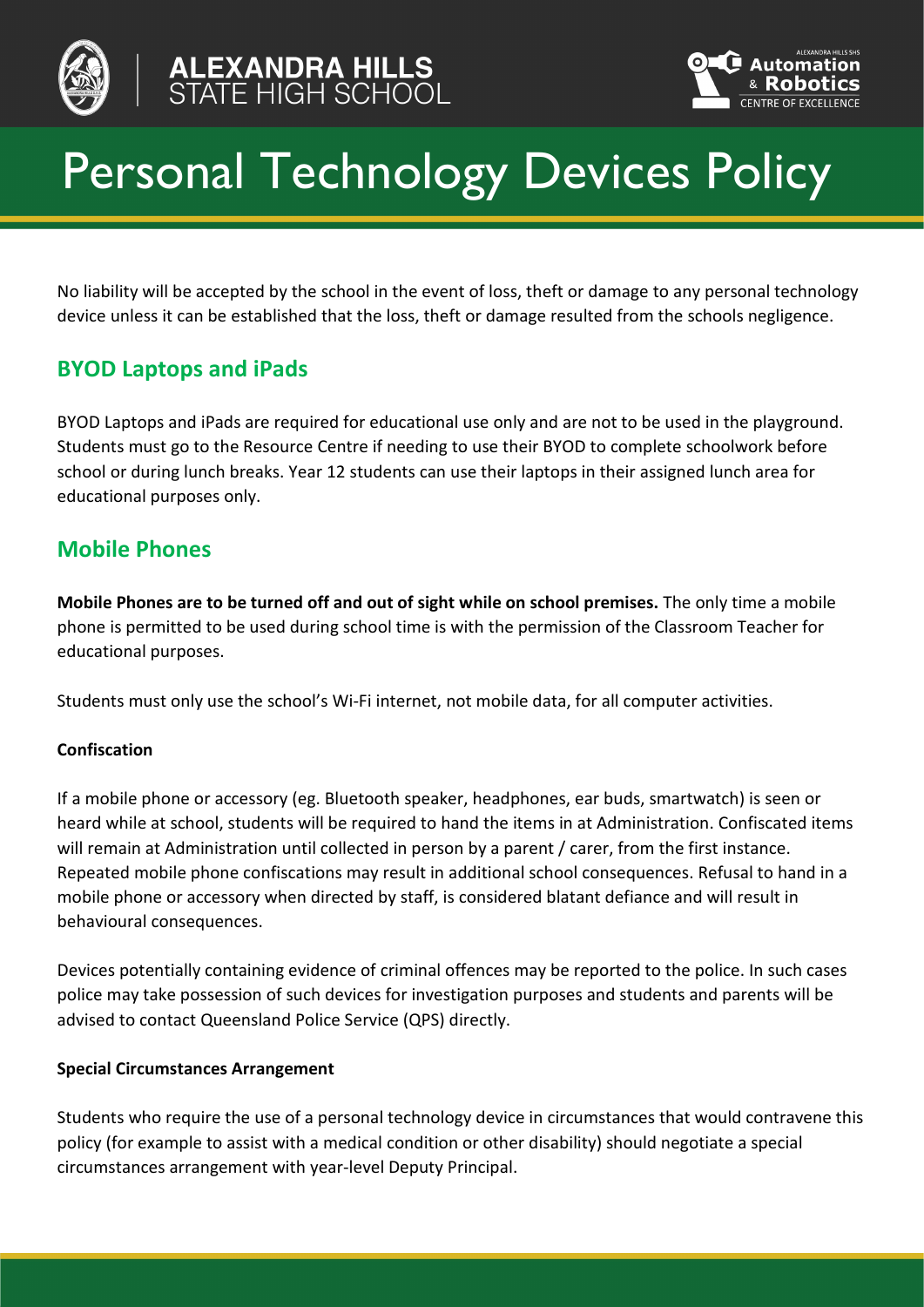# Personal Technology Devices Policy

No liability will be accepted by the school in the event of loss, theft or damage to any personal technology device unless it can be established that the loss, theft or damage resulted from the schools negligence.

## BYOD Laptops and iPads

BYOD Laptops and iPads are required for educational use only and are not to be used in the playground. Students must go to the Resource Centre if needing to use their BYOD to complete schoolwork before school or during lunch breaks. Year 12 students can use their laptops in their assigned lunch area for educational purposes only.

## Mobile Phones

**Mobile Phones are to be turned off and out of sight while on school premises.** The only time a mobile phone is permitted to be used during school time is with the permission of the Classroom Teacher for educational purposes.

Students must only use the school's Wi-Fi internet, not mobile data, for all computer activities.

### Confiscation

If a mobile phone or accessory (eg. Bluetooth speaker, headphones, ear buds, smartwatch) is seen or heard while at school, students will be required to hand the items in at Administration. Confiscated items will remain at Administration until collected in person by a parent / carer, from the first instance. Repeated mobile phone confiscations may result in additional school consequences. Refusal to hand in a mobile phone or accessory when directed by staff, is considered blatant defiance and will result in behavioural consequences.

Devices potentially containing evidence of criminal offences may be reported to the police. In such cases police may take possession of such devices for investigation purposes and students and parents will be advised to contact Queensland Police Service (QPS) directly.

### Special Circumstances Arrangement

Students who require the use of a personal technology device in circumstances that would contravene this policy (for example to assist with a medical condition or other disability) should negotiate a special circumstances arrangement with year-level Deputy Principal.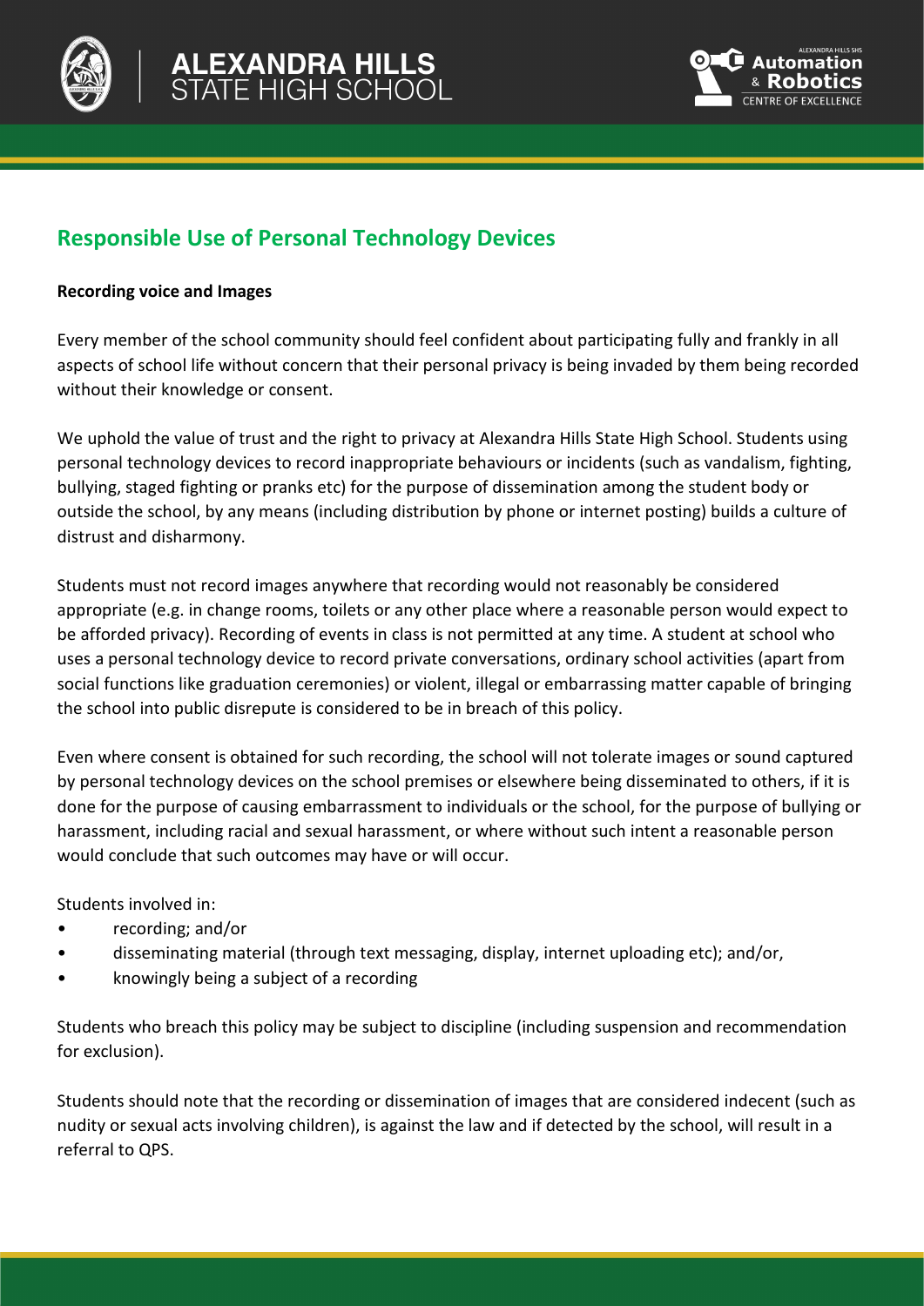## Responsible Use of Personal Technology Devices

**Recording voice and Images**

Every member of the school community should feel confident about participating fully and frankly in all aspects of school life without concern that their personal privacy is being invaded by them being recorded without their knowledge or consent.

We uphold the value of trust and the right to privacy at Alexandra Hills State High School. Students using personal technology devices to record inappropriate behaviours or incidents (such as vandalism, fighting, bullying, staged fighting or pranks etc) for the purpose of dissemination among the student body or outside the school, by any means (including distribution by phone or internet posting) builds a culture of distrust and disharmony.

Students must not record images anywhere that recording would not reasonably be considered appropriate (e.g. in change rooms, toilets or any other place where a reasonable person would expect to be afforded privacy). Recording of events in class is not permitted at any time. A student at school who uses a personal technology device to record private conversations, ordinary school activities (apart from social functions like graduation ceremonies) or violent, illegal or embarrassing matter capable of bringing the school into public disrepute is considered to be in breach of this policy.

Even where consent is obtained for such recording, the school will not tolerate images or sound captured by personal technology devices on the school premises or elsewhere being disseminated to others, if it is done for the purpose of causing embarrassment to individuals or the school, for the purpose of bullying or harassment, including racial and sexual harassment, or where without such intent a reasonable person would conclude that such outcomes may have or will occur.

Students involved in:

- recording; and/or
- disseminating material (through text messaging, display, internet uploading etc); and/or,
- knowingly being a subject of a recording

Students who breach this policy may be subject to discipline (including suspension and recommendation for exclusion).

Students should note that the recording or dissemination of images that are considered indecent (such as nudity or sexual acts involving children), is against the law and if detected by the school, will result in a referral to QPS.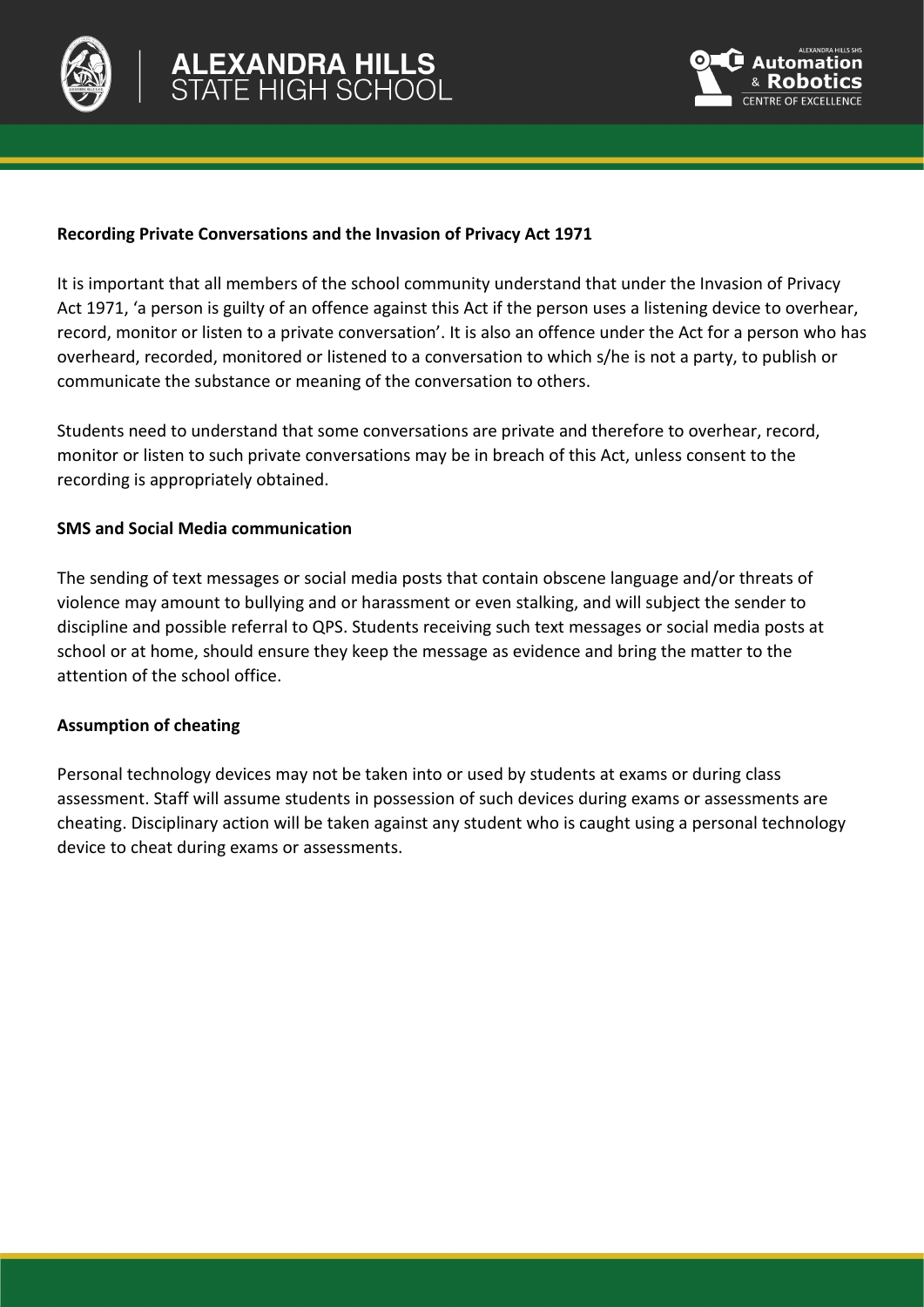**Recording Private Conversations and the Invasion of Privacy Act 1971**

It is important that all members of the school community understand that under the Invasion of Privacy Act 1971, 'a person is guilty of an offence against this Act if the person uses a listening device to overhear, record, monitor or listen to a private conversation'. It is also an offence under the Act for a person who has overheard, recorded, monitored or listened to a conversation to which s/he is not a party, to publish or communicate the substance or meaning of the conversation to others.

Students need to understand that some conversations are private and therefore to overhear, record, monitor or listen to such private conversations may be in breach of this Act, unless consent to the recording is appropriately obtained.

**SMS and Social Media communication**

The sending of text messages or social media posts that contain obscene language and/or threats of violence may amount to bullying and or harassment or even stalking, and will subject the sender to discipline and possible referral to QPS. Students receiving such text messages or social media posts at school or at home, should ensure they keep the message as evidence and bring the matter to the attention of the school office.

**Assumption of cheating**

Personal technology devices may not be taken into or used by students at exams or during class assessment. Staff will assume students in possession of such devices during exams or assessments are cheating. Disciplinary action will be taken against any student who is caught using a personal technology device to cheat during exams or assessments.